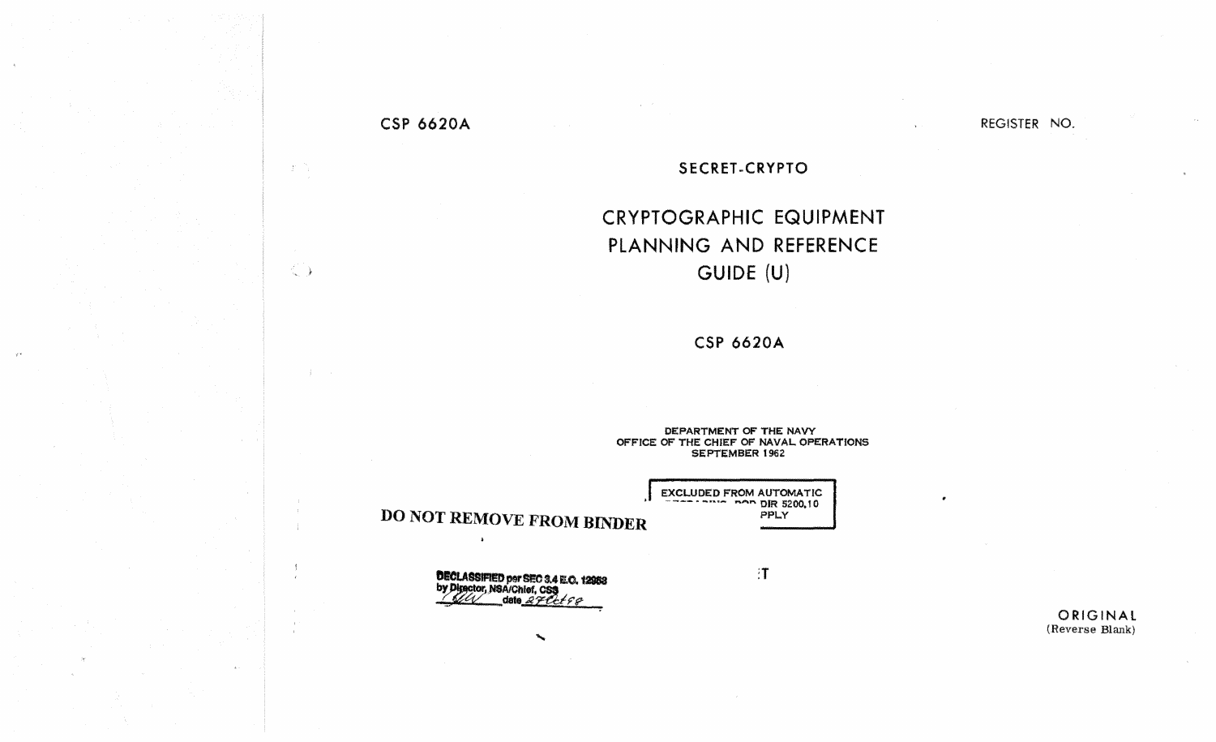CSP 6620A

REGISTER NO.

SECRET-CRYPTO

# CRYPTOGRAPHIC EQUIPMENT PLANNING AND REFERENCE GUIDE (U)

CSP 6620A

DEPARTMENT OF THE NAVY
OFFICE OF THE CHIEF OF NAVAL OPERATIONS
SEPTEMBER 1962

EXCLUDED FROM AUTOMATIC
... DIR 5200.10
...PPLY

**DO NOT REMOVE FROM BINDER**

DECLASSIFIED per SEC 3.4 E.O. 12958
by Director, NSA/Chief, CSS
date 27Oct98

:T

ORIGINAL
(Reverse Blank)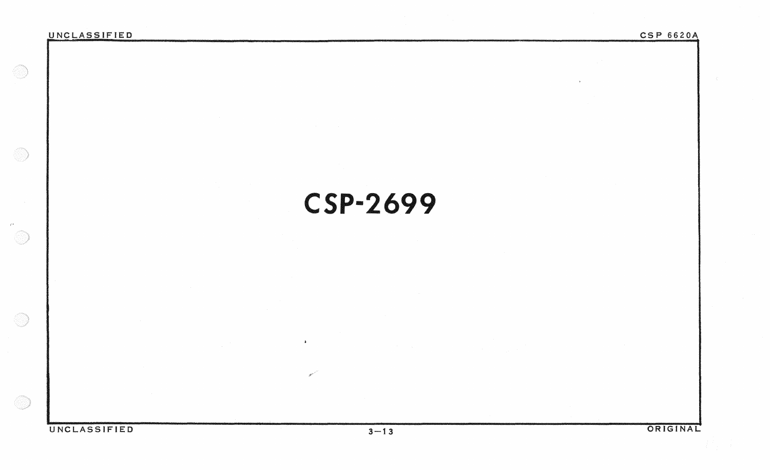# CSP-2699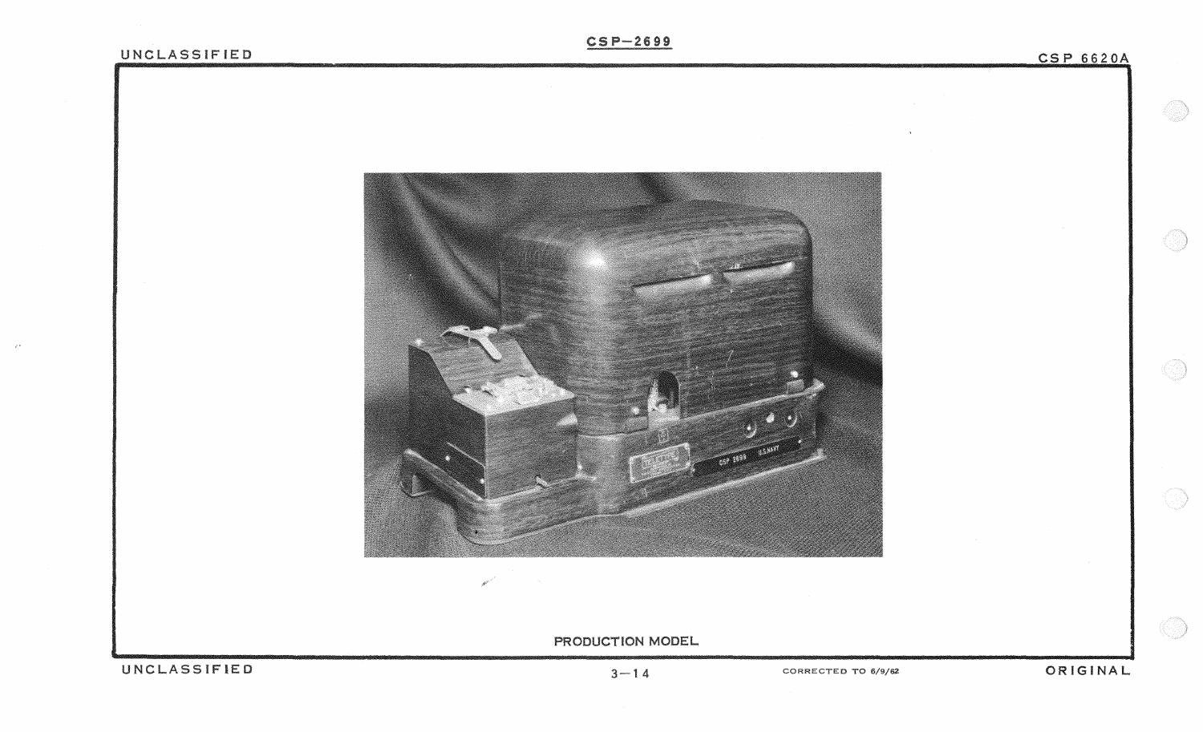PRODUCTION MODEL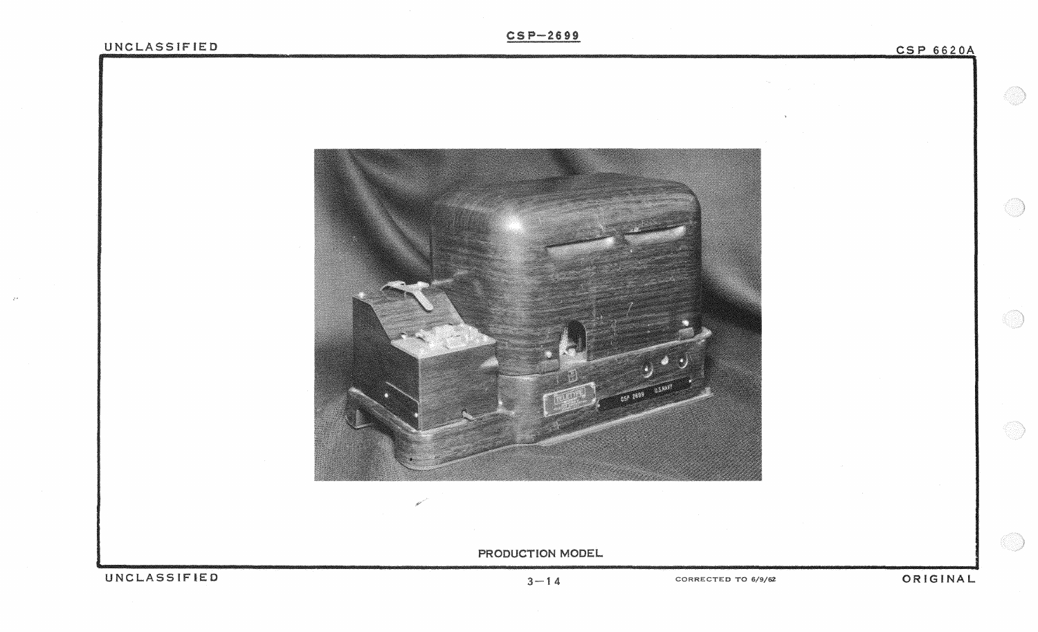PRODUCTION MODEL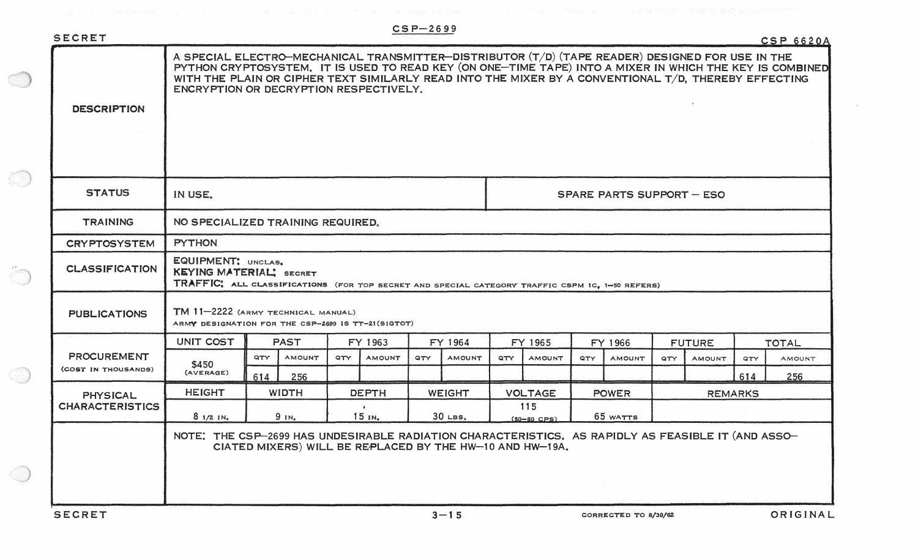SECRET

# CSP-2699

CSP 6620A

| | |
|---|---|
| **DESCRIPTION** | A SPECIAL ELECTRO-MECHANICAL TRANSMITTER-DISTRIBUTOR (T/D) (TAPE READER) DESIGNED FOR USE IN THE PYTHON CRYPTOSYSTEM. IT IS USED TO READ KEY (ON ONE-TIME TAPE) INTO A MIXER IN WHICH THE KEY IS COMBINED WITH THE PLAIN OR CIPHER TEXT SIMILARLY READ INTO THE MIXER BY A CONVENTIONAL T/D, THEREBY EFFECTING ENCRYPTION OR DECRYPTION RESPECTIVELY. |
| **STATUS** | IN USE. — SPARE PARTS SUPPORT – ESO |
| **TRAINING** | NO SPECIALIZED TRAINING REQUIRED. |
| **CRYPTOSYSTEM** | PYTHON |
| **CLASSIFICATION** | EQUIPMENT: UNCLAS.<br>KEYING MATERIAL: SECRET<br>TRAFFIC: ALL CLASSIFICATIONS (FOR TOP SECRET AND SPECIAL CATEGORY TRAFFIC CSPM 1C, 1-50 REFERS) |
| **PUBLICATIONS** | TM 11-2222 (ARMY TECHNICAL MANUAL)<br>ARMY DESIGNATION FOR THE CSP-2699 IS TT-21(SIGTOT) |

**PROCUREMENT** (COST IN THOUSANDS)

| UNIT COST | PAST | | FY 1963 | | FY 1964 | | FY 1965 | | FY 1966 | | FUTURE | | TOTAL | |
|---|---|---|---|---|---|---|---|---|---|---|---|---|---|---|
| | QTY | AMOUNT | QTY | AMOUNT | QTY | AMOUNT | QTY | AMOUNT | QTY | AMOUNT | QTY | AMOUNT | QTY | AMOUNT |
| $450 (AVERAGE) | 614 | 256 | | | | | | | | | | | 614 | 256 |

**PHYSICAL CHARACTERISTICS**

| HEIGHT | WIDTH | DEPTH | WEIGHT | VOLTAGE | POWER | REMARKS |
|---|---|---|---|---|---|---|
| 8 1/2 IN. | 9 IN. | 15 IN. | 30 LBS. | 115 (50-60 CPS) | 65 WATTS | |

NOTE: THE CSP-2699 HAS UNDESIRABLE RADIATION CHARACTERISTICS. AS RAPIDLY AS FEASIBLE IT (AND ASSOCIATED MIXERS) WILL BE REPLACED BY THE HW-10 AND HW-19A.

SECRET — 3-15 — CORRECTED TO 8/30/62 — ORIGINAL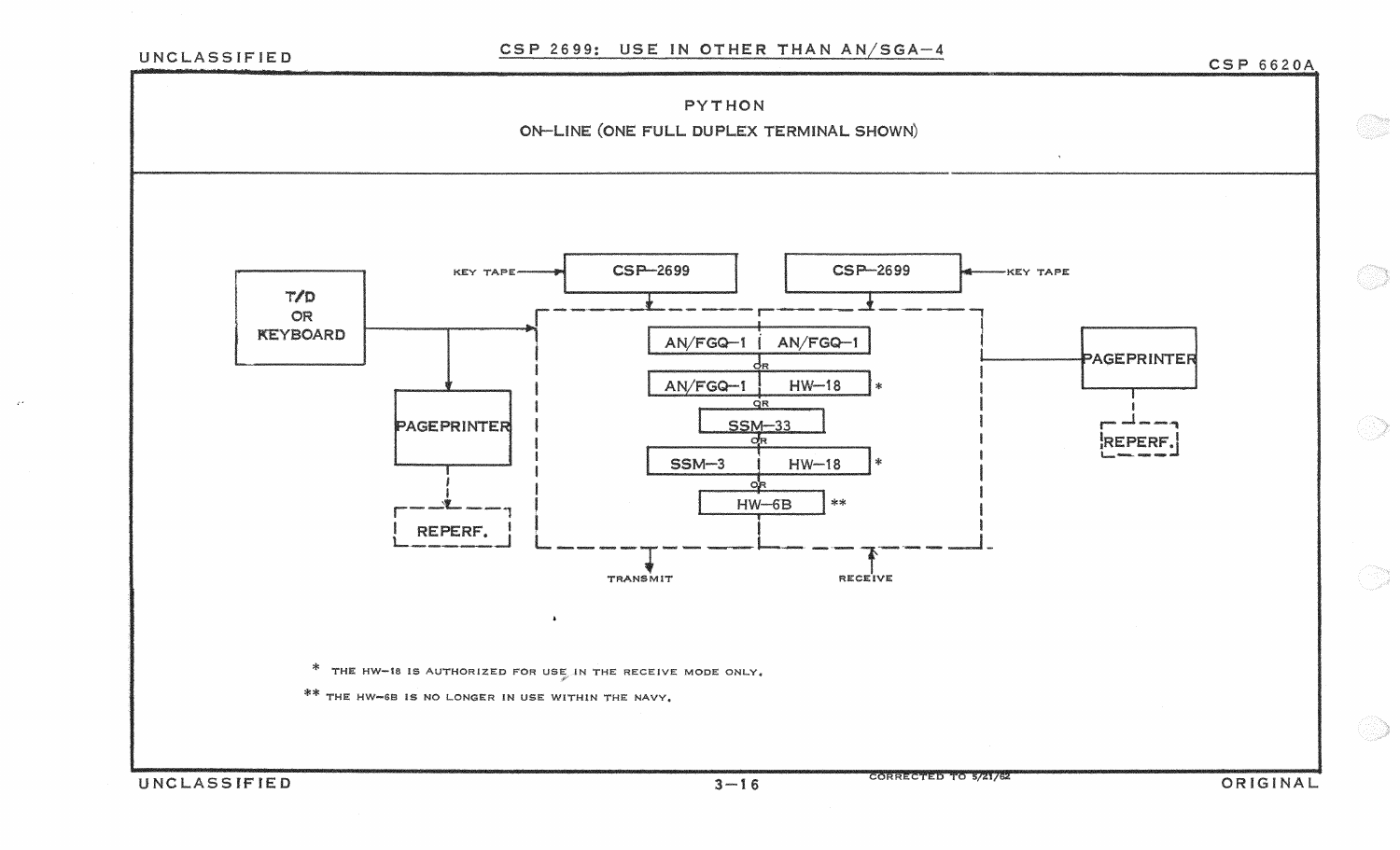CSP 2699: USE IN OTHER THAN AN/SGA-4

# PYTHON

## ON-LINE (ONE FULL DUPLEX TERMINAL SHOWN)

T/D OR KEYBOARD

KEY TAPE → CSP-2699

CSP-2699 ← KEY TAPE

PAGEPRINTER

REPERF.

AN/FGQ-1 | AN/FGQ-1

OR

AN/FGQ-1 | HW-18 *

OR

SSM-33

OR

SSM-3 | HW-18 *

OR

HW-6B **

PAGEPRINTER

REPERF.

TRANSMIT

RECEIVE

\* THE HW-18 IS AUTHORIZED FOR USE IN THE RECEIVE MODE ONLY.

\** THE HW-6B IS NO LONGER IN USE WITHIN THE NAVY.

CORRECTED TO 5/21/62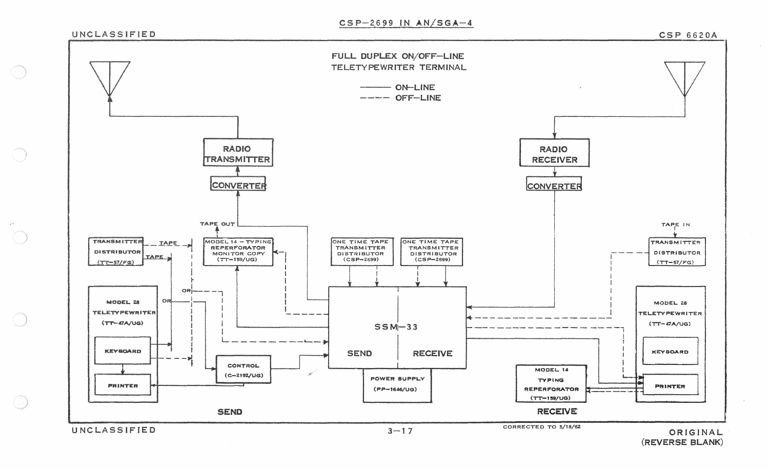# CSP-2699 IN AN/SGA-4

UNCLASSIFIED

CSP 6620A

FULL DUPLEX ON/OFF-LINE
TELETYPEWRITER TERMINAL

——— ON-LINE
- - - - OFF-LINE

RADIO TRANSMITTER

CONVERTER

RADIO RECEIVER

CONVERTER

TAPE OUT

TAPE IN

TRANSMITTER DISTRIBUTOR (TT-57/FG)

TAPE

TAPE

MODEL 14 - TYPING REPERFORATOR MONITOR COPY (TT-159/UG)

ONE TIME TAPE TRANSMITTER DISTRIBUTOR (CSP-2699)

ONE TIME TAPE TRANSMITTER DISTRIBUTOR (CSP-2699)

TRANSMITTER DISTRIBUTOR (TT-57/FG)

OR

OR

MODEL 28 TELETYPEWRITER (TT-47A/UG)

KEYBOARD

PRINTER

SSM-33

SEND

RECEIVE

CONTROL (C-2192/UG)

POWER SUPPLY (PP-1646/UG)

MODEL 14 TYPING REPERFORATOR (TT-159/UG)

MODEL 28 TELETYPEWRITER (TT-47A/UG)

KEYBOARD

PRINTER

SEND

RECEIVE

UNCLASSIFIED

CORRECTED TO 5/18/62

ORIGINAL
(REVERSE BLANK)